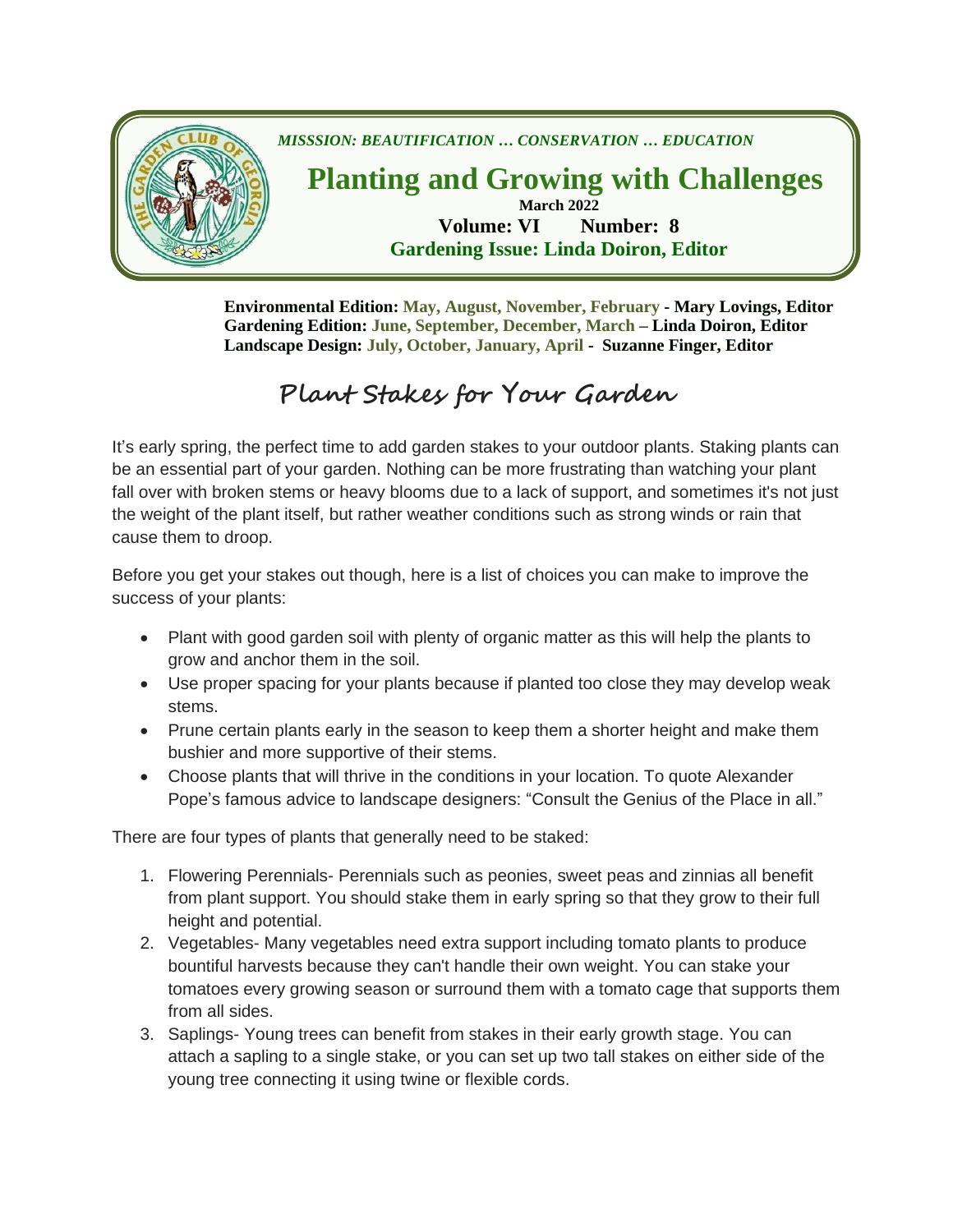*MISSSION: BEAUTIFICATION … CONSERVATION … EDUCATION*

# Planting and Growing with Challenges

**March 2022**

**Volume: VI Number: 8**

**Gardening Issue: Linda Doiron, Editor**

**Environmental Edition: May, August, November, February - Mary Lovings, Editor**
**Gardening Edition: June, September, December, March – Linda Doiron, Editor**
**Landscape Design: July, October, January, April - Suzanne Finger, Editor**

## Plant Stakes for Your Garden

It's early spring, the perfect time to add garden stakes to your outdoor plants. Staking plants can be an essential part of your garden. Nothing can be more frustrating than watching your plant fall over with broken stems or heavy blooms due to a lack of support, and sometimes it's not just the weight of the plant itself, but rather weather conditions such as strong winds or rain that cause them to droop.

Before you get your stakes out though, here is a list of choices you can make to improve the success of your plants:

- Plant with good garden soil with plenty of organic matter as this will help the plants to grow and anchor them in the soil.
- Use proper spacing for your plants because if planted too close they may develop weak stems.
- Prune certain plants early in the season to keep them a shorter height and make them bushier and more supportive of their stems.
- Choose plants that will thrive in the conditions in your location. To quote Alexander Pope's famous advice to landscape designers: "Consult the Genius of the Place in all."

There are four types of plants that generally need to be staked:

1. Flowering Perennials- Perennials such as peonies, sweet peas and zinnias all benefit from plant support. You should stake them in early spring so that they grow to their full height and potential.
2. Vegetables- Many vegetables need extra support including tomato plants to produce bountiful harvests because they can't handle their own weight. You can stake your tomatoes every growing season or surround them with a tomato cage that supports them from all sides.
3. Saplings- Young trees can benefit from stakes in their early growth stage. You can attach a sapling to a single stake, or you can set up two tall stakes on either side of the young tree connecting it using twine or flexible cords.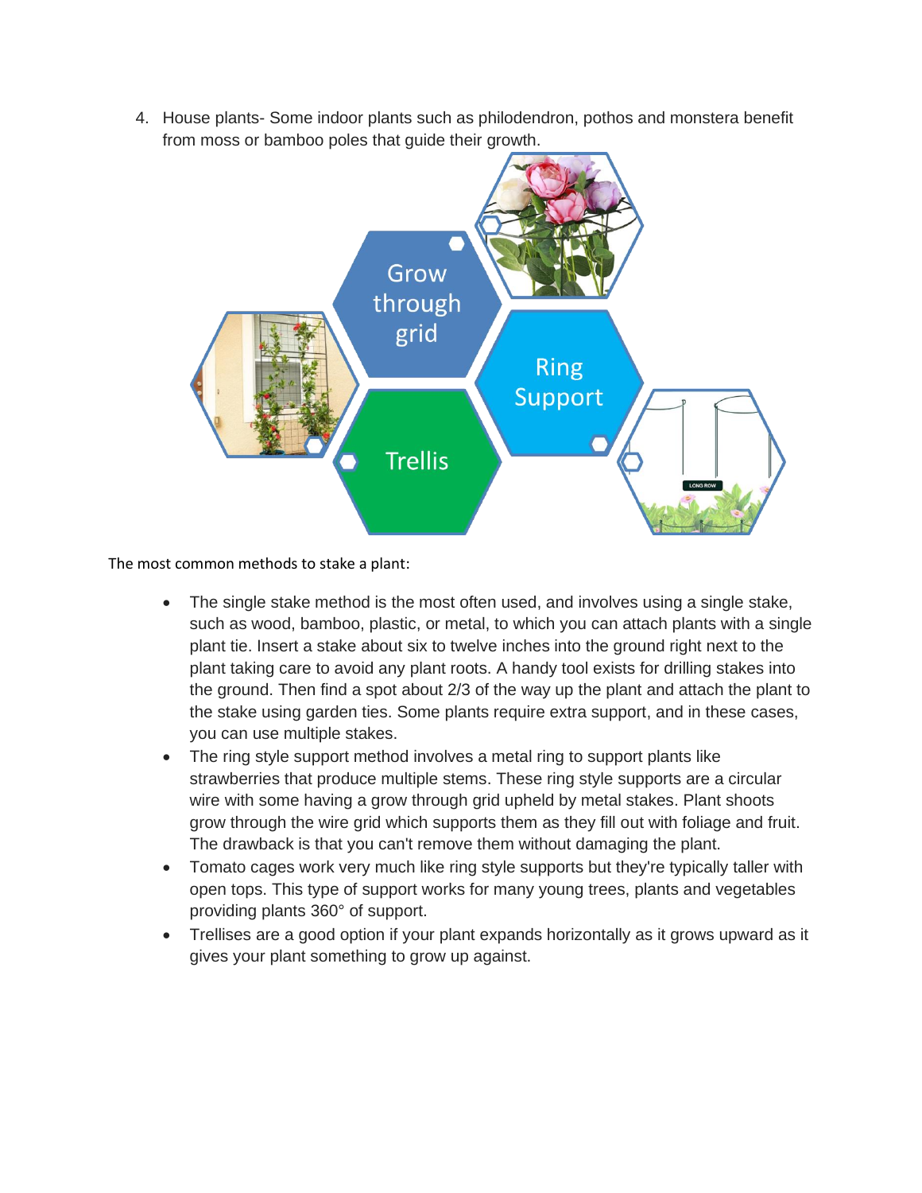4. House plants- Some indoor plants such as philodendron, pothos and monstera benefit from moss or bamboo poles that guide their growth.

Grow through grid

Ring Support

Trellis

The most common methods to stake a plant:

- The single stake method is the most often used, and involves using a single stake, such as wood, bamboo, plastic, or metal, to which you can attach plants with a single plant tie. Insert a stake about six to twelve inches into the ground right next to the plant taking care to avoid any plant roots. A handy tool exists for drilling stakes into the ground. Then find a spot about 2/3 of the way up the plant and attach the plant to the stake using garden ties. Some plants require extra support, and in these cases, you can use multiple stakes.
- The ring style support method involves a metal ring to support plants like strawberries that produce multiple stems. These ring style supports are a circular wire with some having a grow through grid upheld by metal stakes. Plant shoots grow through the wire grid which supports them as they fill out with foliage and fruit. The drawback is that you can't remove them without damaging the plant.
- Tomato cages work very much like ring style supports but they're typically taller with open tops. This type of support works for many young trees, plants and vegetables providing plants 360° of support.
- Trellises are a good option if your plant expands horizontally as it grows upward as it gives your plant something to grow up against.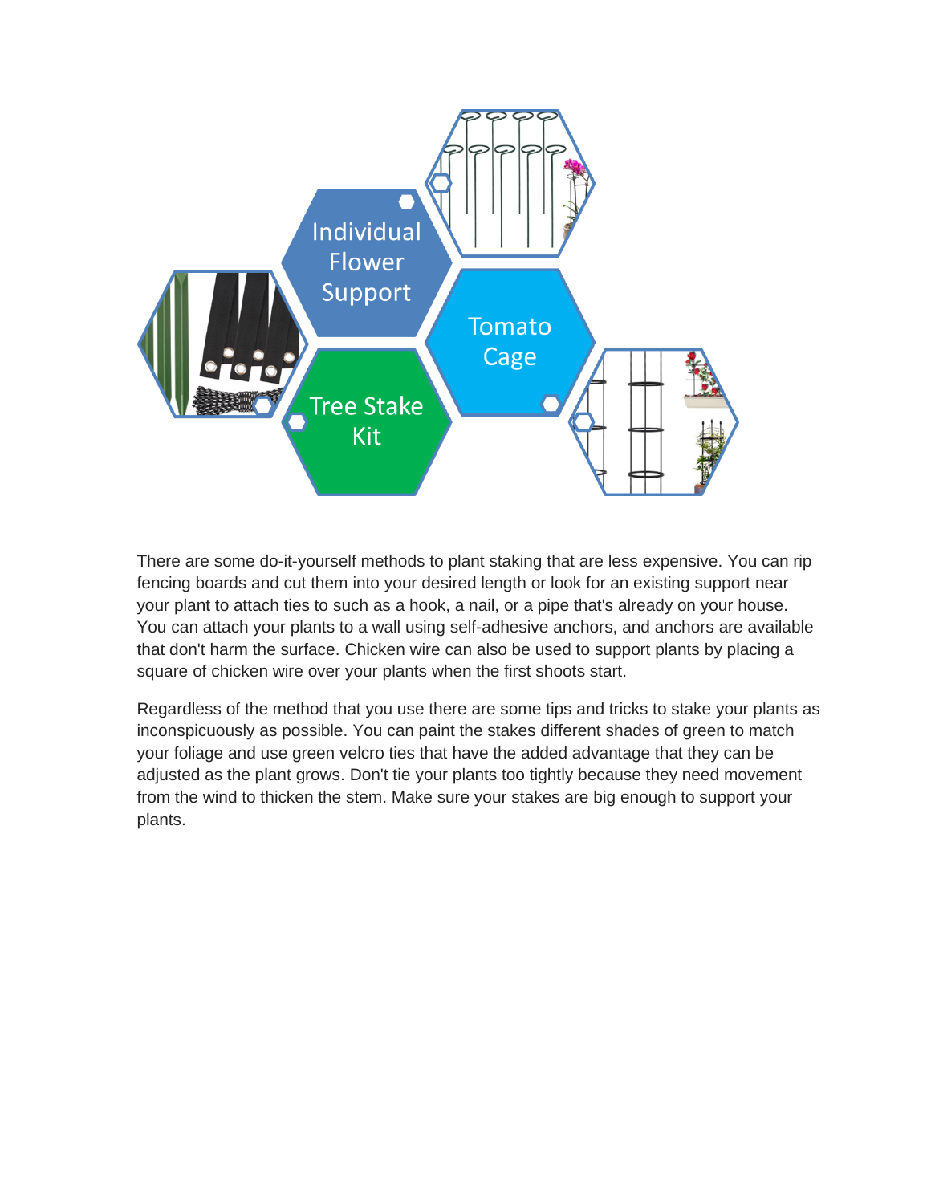Individual Flower Support

Tomato Cage

Tree Stake Kit

There are some do-it-yourself methods to plant staking that are less expensive. You can rip fencing boards and cut them into your desired length or look for an existing support near your plant to attach ties to such as a hook, a nail, or a pipe that's already on your house. You can attach your plants to a wall using self-adhesive anchors, and anchors are available that don't harm the surface. Chicken wire can also be used to support plants by placing a square of chicken wire over your plants when the first shoots start.

Regardless of the method that you use there are some tips and tricks to stake your plants as inconspicuously as possible. You can paint the stakes different shades of green to match your foliage and use green velcro ties that have the added advantage that they can be adjusted as the plant grows. Don't tie your plants too tightly because they need movement from the wind to thicken the stem. Make sure your stakes are big enough to support your plants.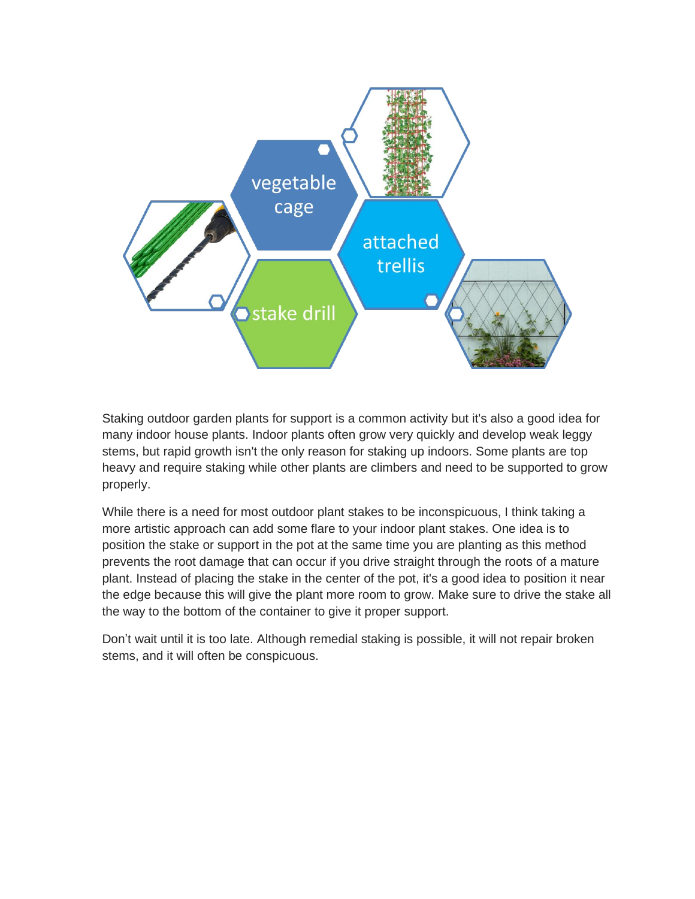vegetable cage

attached trellis

stake drill

Staking outdoor garden plants for support is a common activity but it's also a good idea for many indoor house plants. Indoor plants often grow very quickly and develop weak leggy stems, but rapid growth isn't the only reason for staking up indoors. Some plants are top heavy and require staking while other plants are climbers and need to be supported to grow properly.

While there is a need for most outdoor plant stakes to be inconspicuous, I think taking a more artistic approach can add some flare to your indoor plant stakes. One idea is to position the stake or support in the pot at the same time you are planting as this method prevents the root damage that can occur if you drive straight through the roots of a mature plant. Instead of placing the stake in the center of the pot, it's a good idea to position it near the edge because this will give the plant more room to grow. Make sure to drive the stake all the way to the bottom of the container to give it proper support.

Don't wait until it is too late. Although remedial staking is possible, it will not repair broken stems, and it will often be conspicuous.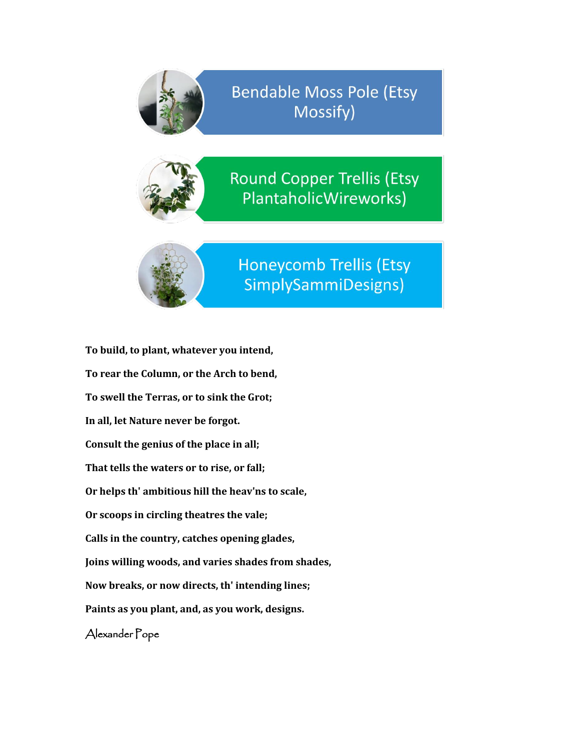Bendable Moss Pole (Etsy Mossify)

Round Copper Trellis (Etsy PlantaholicWireworks)

Honeycomb Trellis (Etsy SimplySammiDesigns)

**To build, to plant, whatever you intend,**

**To rear the Column, or the Arch to bend,**

**To swell the Terras, or to sink the Grot;**

**In all, let Nature never be forgot.**

**Consult the genius of the place in all;**

**That tells the waters or to rise, or fall;**

**Or helps th' ambitious hill the heav'ns to scale,**

**Or scoops in circling theatres the vale;**

**Calls in the country, catches opening glades,**

**Joins willing woods, and varies shades from shades,**

**Now breaks, or now directs, th' intending lines;**

**Paints as you plant, and, as you work, designs.**

Alexander Pope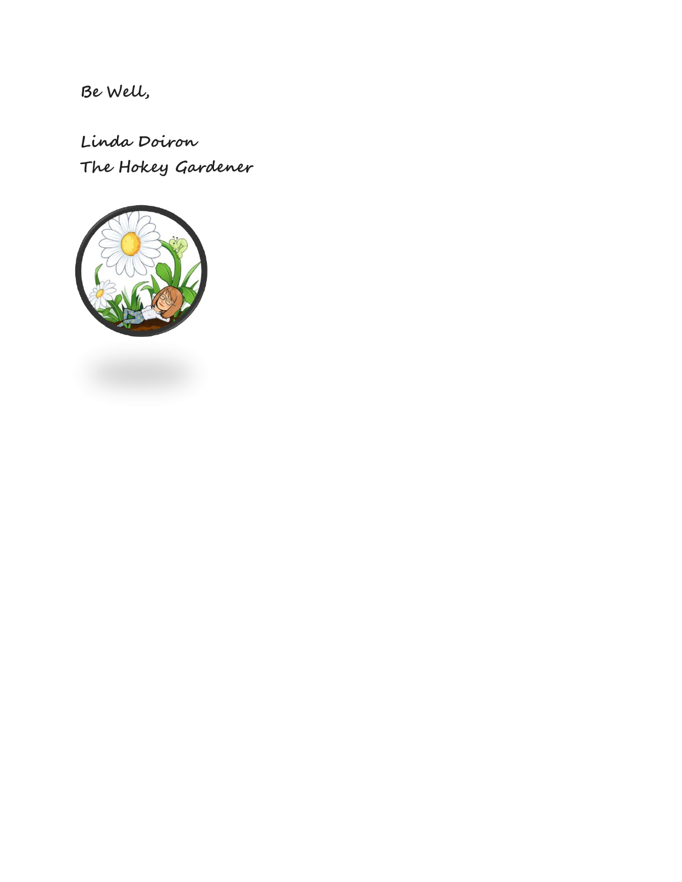**Be Well,**

**Linda Doiron**
**The Hokey Gardener**